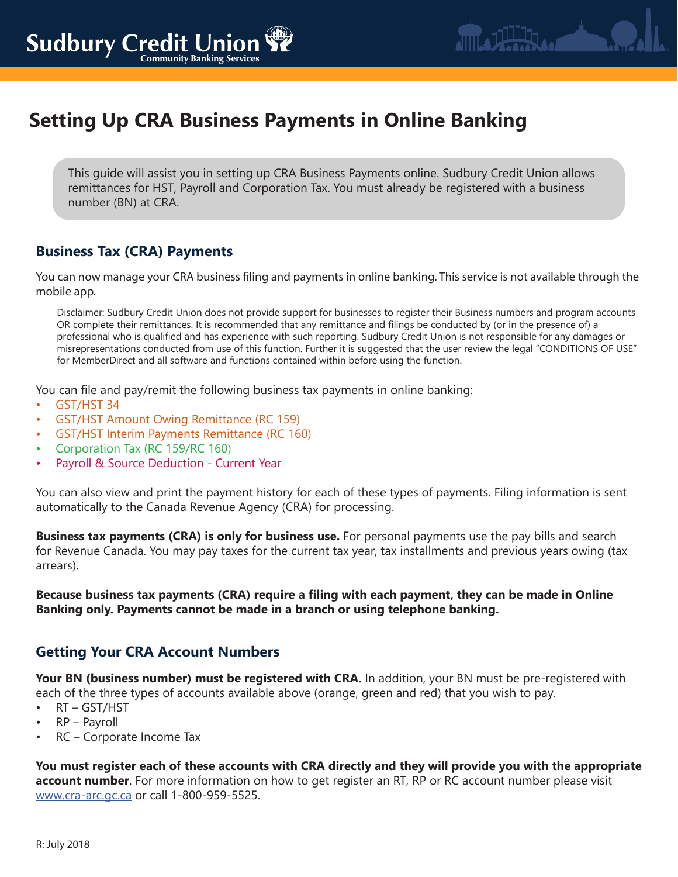# Setting Up CRA Business Payments in Online Banking

This guide will assist you in setting up CRA Business Payments online. Sudbury Credit Union allows remittances for HST, Payroll and Corporation Tax. You must already be registered with a business number (BN) at CRA.

## Business Tax (CRA) Payments

You can now manage your CRA business filing and payments in online banking. This service is not available through the mobile app.

Disclaimer: Sudbury Credit Union does not provide support for businesses to register their Business numbers and program accounts OR complete their remittances. It is recommended that any remittance and filings be conducted by (or in the presence of) a professional who is qualified and has experience with such reporting. Sudbury Credit Union is not responsible for any damages or misrepresentations conducted from use of this function. Further it is suggested that the user review the legal "CONDITIONS OF USE" for MemberDirect and all software and functions contained within before using the function.

You can file and pay/remit the following business tax payments in online banking:

- GST/HST 34
- GST/HST Amount Owing Remittance (RC 159)
- GST/HST Interim Payments Remittance (RC 160)
- Corporation Tax (RC 159/RC 160)
- Payroll & Source Deduction - Current Year

You can also view and print the payment history for each of these types of payments. Filing information is sent automatically to the Canada Revenue Agency (CRA) for processing.

**Business tax payments (CRA) is only for business use.** For personal payments use the pay bills and search for Revenue Canada. You may pay taxes for the current tax year, tax installments and previous years owing (tax arrears).

**Because business tax payments (CRA) require a filing with each payment, they can be made in Online Banking only. Payments cannot be made in a branch or using telephone banking.**

## Getting Your CRA Account Numbers

**Your BN (business number) must be registered with CRA.** In addition, your BN must be pre-registered with each of the three types of accounts available above (orange, green and red) that you wish to pay.

- RT – GST/HST
- RP – Payroll
- RC – Corporate Income Tax

**You must register each of these accounts with CRA directly and they will provide you with the appropriate account number**. For more information on how to get register an RT, RP or RC account number please visit www.cra-arc.gc.ca or call 1-800-959-5525.

R: July 2018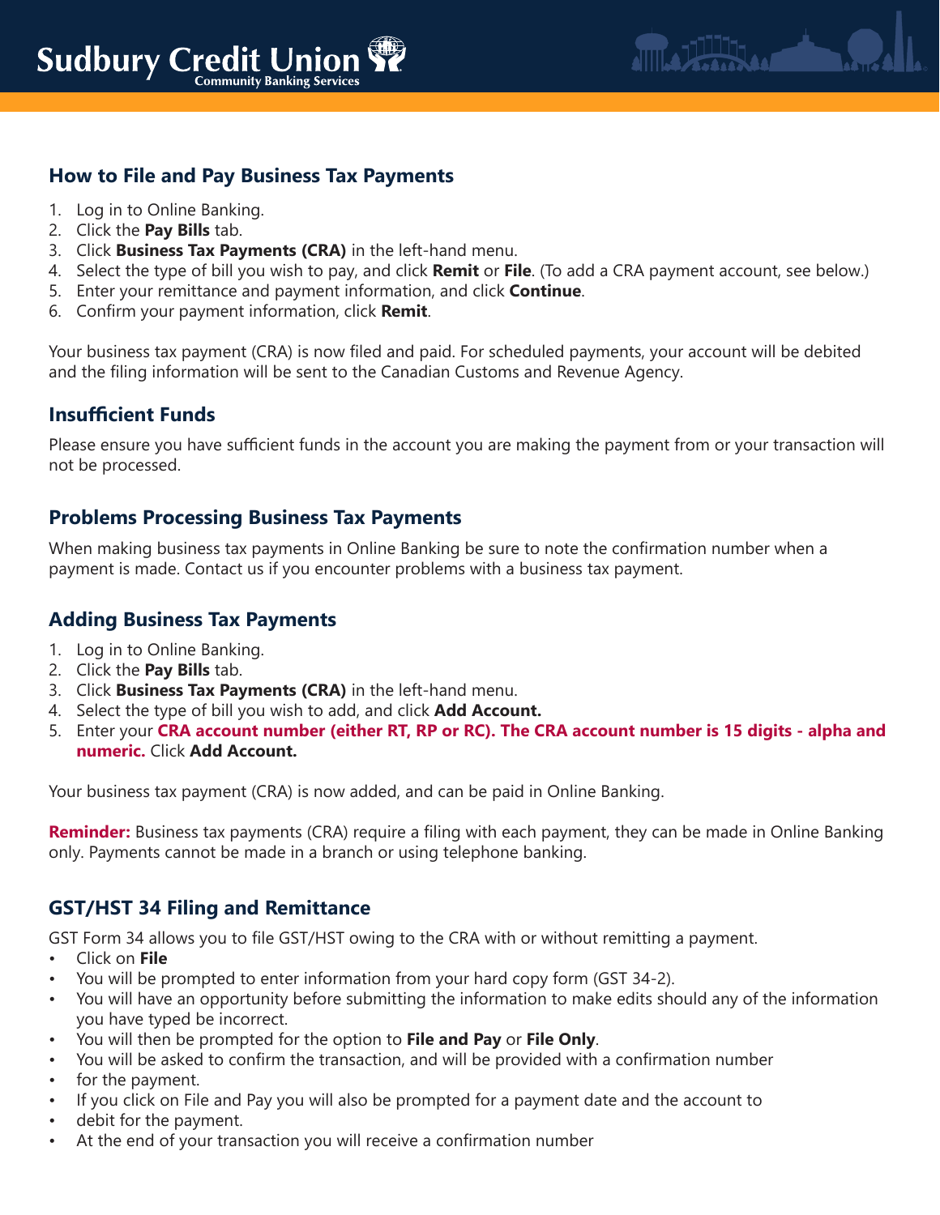## How to File and Pay Business Tax Payments

1. Log in to Online Banking.
2. Click the **Pay Bills** tab.
3. Click **Business Tax Payments (CRA)** in the left-hand menu.
4. Select the type of bill you wish to pay, and click **Remit** or **File**. (To add a CRA payment account, see below.)
5. Enter your remittance and payment information, and click **Continue**.
6. Confirm your payment information, click **Remit**.

Your business tax payment (CRA) is now filed and paid. For scheduled payments, your account will be debited and the filing information will be sent to the Canadian Customs and Revenue Agency.

## Insufficient Funds

Please ensure you have sufficient funds in the account you are making the payment from or your transaction will not be processed.

## Problems Processing Business Tax Payments

When making business tax payments in Online Banking be sure to note the confirmation number when a payment is made. Contact us if you encounter problems with a business tax payment.

## Adding Business Tax Payments

1. Log in to Online Banking.
2. Click the **Pay Bills** tab.
3. Click **Business Tax Payments (CRA)** in the left-hand menu.
4. Select the type of bill you wish to add, and click **Add Account.**
5. Enter your **CRA account number (either RT, RP or RC). The CRA account number is 15 digits - alpha and numeric.** Click **Add Account.**

Your business tax payment (CRA) is now added, and can be paid in Online Banking.

**Reminder:** Business tax payments (CRA) require a filing with each payment, they can be made in Online Banking only. Payments cannot be made in a branch or using telephone banking.

## GST/HST 34 Filing and Remittance

GST Form 34 allows you to file GST/HST owing to the CRA with or without remitting a payment.

- Click on **File**
- You will be prompted to enter information from your hard copy form (GST 34-2).
- You will have an opportunity before submitting the information to make edits should any of the information you have typed be incorrect.
- You will then be prompted for the option to **File and Pay** or **File Only**.
- You will be asked to confirm the transaction, and will be provided with a confirmation number
- for the payment.
- If you click on File and Pay you will also be prompted for a payment date and the account to
- debit for the payment.
- At the end of your transaction you will receive a confirmation number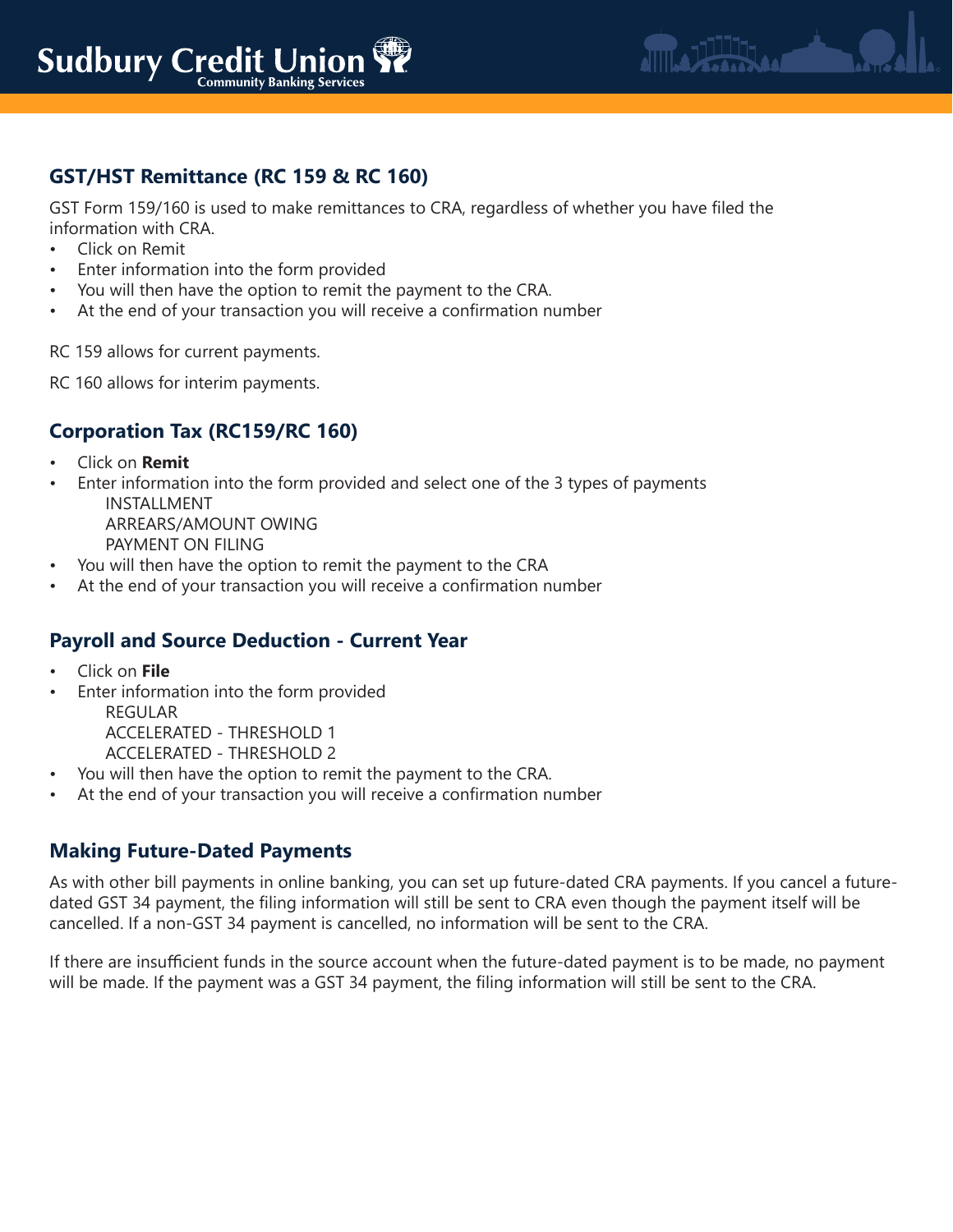## GST/HST Remittance (RC 159 & RC 160)

GST Form 159/160 is used to make remittances to CRA, regardless of whether you have filed the information with CRA.

- Click on Remit
- Enter information into the form provided
- You will then have the option to remit the payment to the CRA.
- At the end of your transaction you will receive a confirmation number

RC 159 allows for current payments.

RC 160 allows for interim payments.

## Corporation Tax (RC159/RC 160)

- Click on **Remit**
- Enter information into the form provided and select one of the 3 types of payments
  - INSTALLMENT
  - ARREARS/AMOUNT OWING
  - PAYMENT ON FILING
- You will then have the option to remit the payment to the CRA
- At the end of your transaction you will receive a confirmation number

## Payroll and Source Deduction - Current Year

- Click on **File**
- Enter information into the form provided
  - REGULAR
  - ACCELERATED - THRESHOLD 1
  - ACCELERATED - THRESHOLD 2
- You will then have the option to remit the payment to the CRA.
- At the end of your transaction you will receive a confirmation number

## Making Future-Dated Payments

As with other bill payments in online banking, you can set up future-dated CRA payments. If you cancel a future-dated GST 34 payment, the filing information will still be sent to CRA even though the payment itself will be cancelled. If a non-GST 34 payment is cancelled, no information will be sent to the CRA.

If there are insufficient funds in the source account when the future-dated payment is to be made, no payment will be made. If the payment was a GST 34 payment, the filing information will still be sent to the CRA.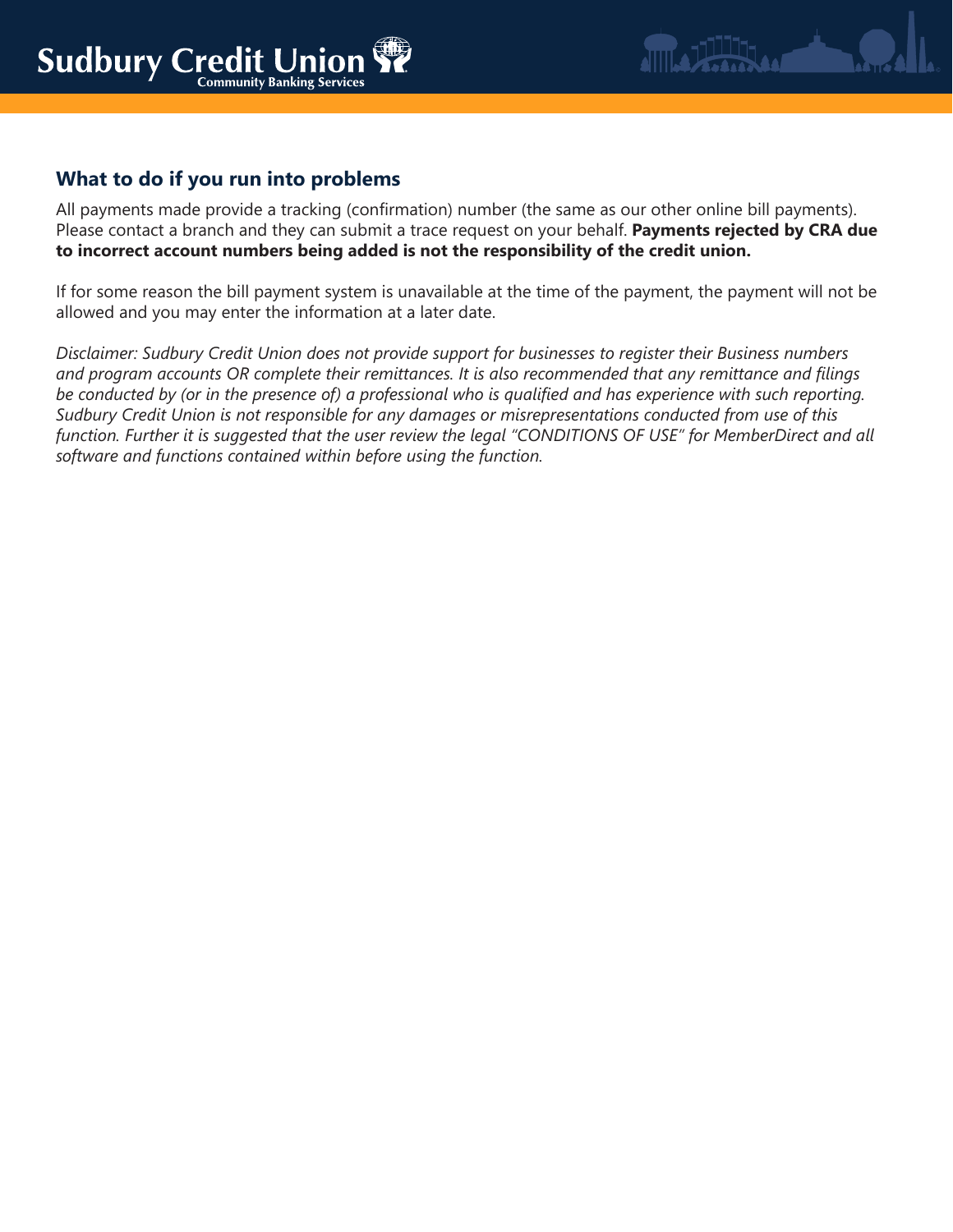## What to do if you run into problems

All payments made provide a tracking (confirmation) number (the same as our other online bill payments). Please contact a branch and they can submit a trace request on your behalf. **Payments rejected by CRA due to incorrect account numbers being added is not the responsibility of the credit union.**

If for some reason the bill payment system is unavailable at the time of the payment, the payment will not be allowed and you may enter the information at a later date.

*Disclaimer: Sudbury Credit Union does not provide support for businesses to register their Business numbers and program accounts OR complete their remittances. It is also recommended that any remittance and filings be conducted by (or in the presence of) a professional who is qualified and has experience with such reporting. Sudbury Credit Union is not responsible for any damages or misrepresentations conducted from use of this function. Further it is suggested that the user review the legal "CONDITIONS OF USE" for MemberDirect and all software and functions contained within before using the function.*